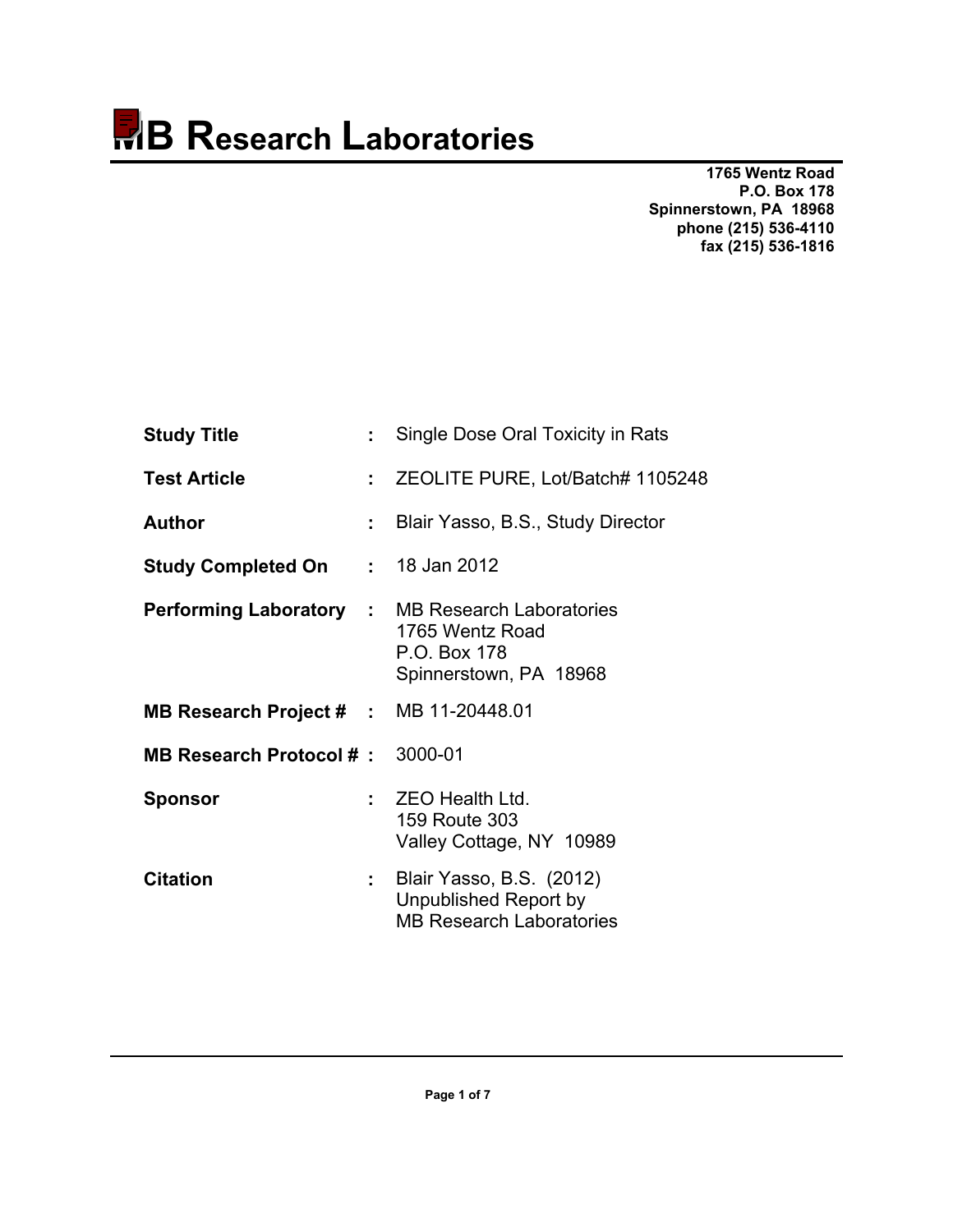# MB Research Laboratories

**1765 Wentz Road**
**P.O. Box 178**
**Spinnerstown, PA 18968**
**phone (215) 536-4110**
**fax (215) 536-1816**

| | | |
|---|---|---|
| **Study Title** | : | Single Dose Oral Toxicity in Rats |
| **Test Article** | : | ZEOLITE PURE, Lot/Batch# 1105248 |
| **Author** | : | Blair Yasso, B.S., Study Director |
| **Study Completed On** | : | 18 Jan 2012 |
| **Performing Laboratory** | : | MB Research Laboratories<br>1765 Wentz Road<br>P.O. Box 178<br>Spinnerstown, PA 18968 |
| **MB Research Project #** | : | MB 11-20448.01 |
| **MB Research Protocol #** | : | 3000-01 |
| **Sponsor** | : | ZEO Health Ltd.<br>159 Route 303<br>Valley Cottage, NY 10989 |
| **Citation** | : | Blair Yasso, B.S. (2012)<br>Unpublished Report by<br>MB Research Laboratories |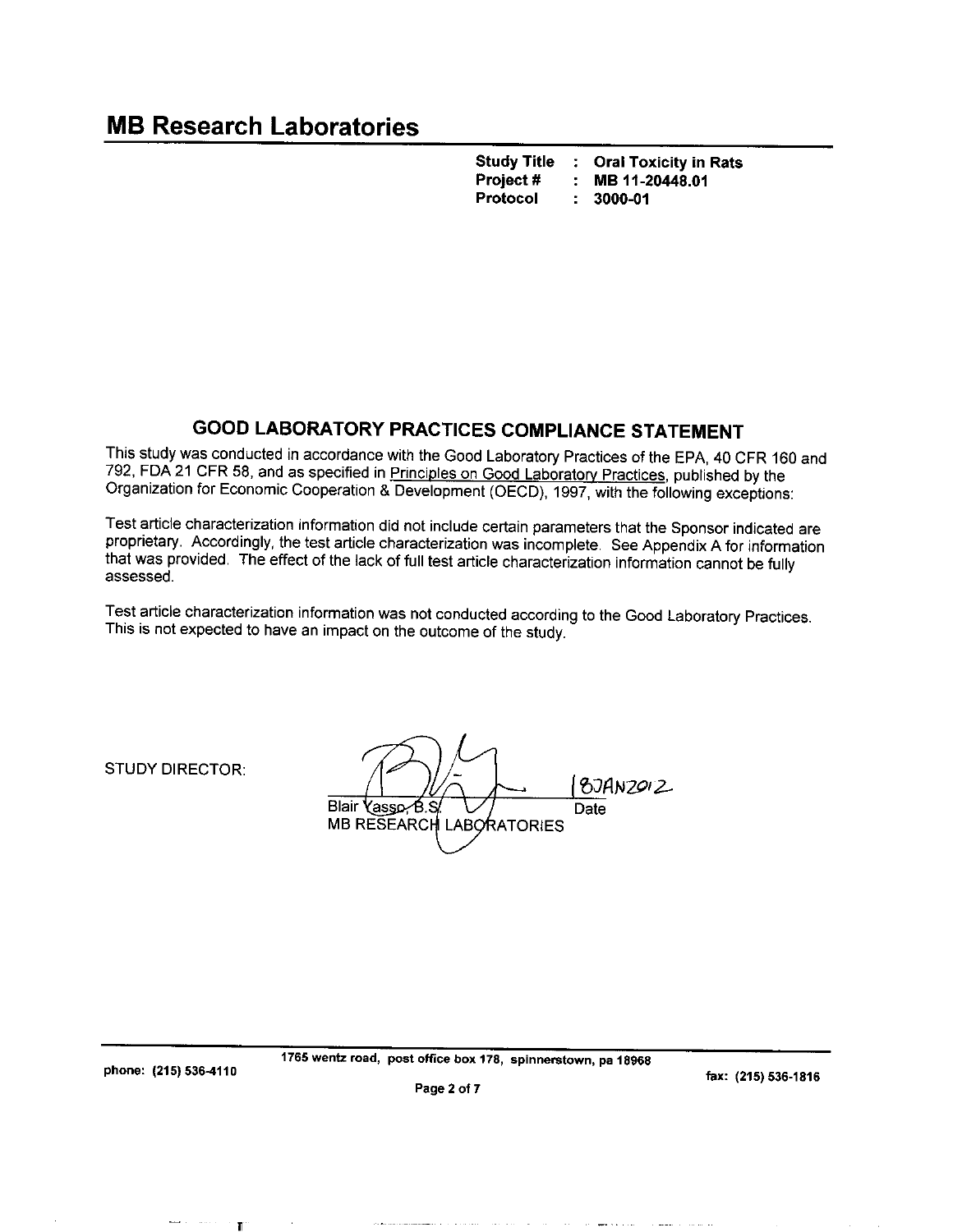# MB Research Laboratories

**Study Title : Oral Toxicity in Rats**
**Project # : MB 11-20448.01**
**Protocol : 3000-01**

## GOOD LABORATORY PRACTICES COMPLIANCE STATEMENT

This study was conducted in accordance with the Good Laboratory Practices of the EPA, 40 CFR 160 and 792, FDA 21 CFR 58, and as specified in Principles on Good Laboratory Practices, published by the Organization for Economic Cooperation & Development (OECD), 1997, with the following exceptions:

Test article characterization information did not include certain parameters that the Sponsor indicated are proprietary. Accordingly, the test article characterization was incomplete. See Appendix A for information that was provided. The effect of the lack of full test article characterization information cannot be fully assessed.

Test article characterization information was not conducted according to the Good Laboratory Practices. This is not expected to have an impact on the outcome of the study.

STUDY DIRECTOR:

Blair Yasso, B.S. — 18JAN2012
MB RESEARCH LABORATORIES — Date

1765 wentz road, post office box 178, spinnerstown, pa 18968
phone: (215) 536-4110 fax: (215) 536-1816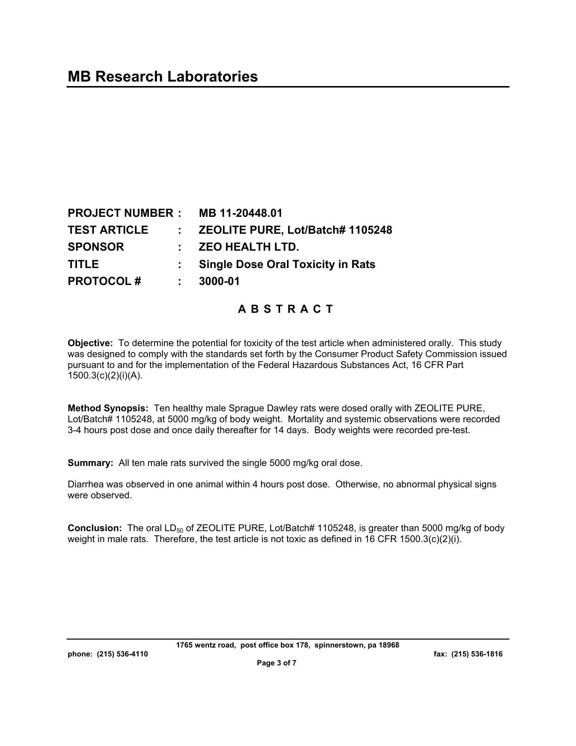# MB Research Laboratories

| | | |
|---|---|---|
| **PROJECT NUMBER** | **:** | **MB 11-20448.01** |
| **TEST ARTICLE** | **:** | **ZEOLITE PURE, Lot/Batch# 1105248** |
| **SPONSOR** | **:** | **ZEO HEALTH LTD.** |
| **TITLE** | **:** | **Single Dose Oral Toxicity in Rats** |
| **PROTOCOL #** | **:** | **3000-01** |

## A B S T R A C T

**Objective:** To determine the potential for toxicity of the test article when administered orally. This study was designed to comply with the standards set forth by the Consumer Product Safety Commission issued pursuant to and for the implementation of the Federal Hazardous Substances Act, 16 CFR Part 1500.3(c)(2)(i)(A).

**Method Synopsis:** Ten healthy male Sprague Dawley rats were dosed orally with ZEOLITE PURE, Lot/Batch# 1105248, at 5000 mg/kg of body weight. Mortality and systemic observations were recorded 3-4 hours post dose and once daily thereafter for 14 days. Body weights were recorded pre-test.

**Summary:** All ten male rats survived the single 5000 mg/kg oral dose.

Diarrhea was observed in one animal within 4 hours post dose. Otherwise, no abnormal physical signs were observed.

**Conclusion:** The oral $LD_{50}$ of ZEOLITE PURE, Lot/Batch# 1105248, is greater than 5000 mg/kg of body weight in male rats. Therefore, the test article is not toxic as defined in 16 CFR 1500.3(c)(2)(i).

1765 wentz road, post office box 178, spinnerstown, pa 18968

phone: (215) 536-4110 fax: (215) 536-1816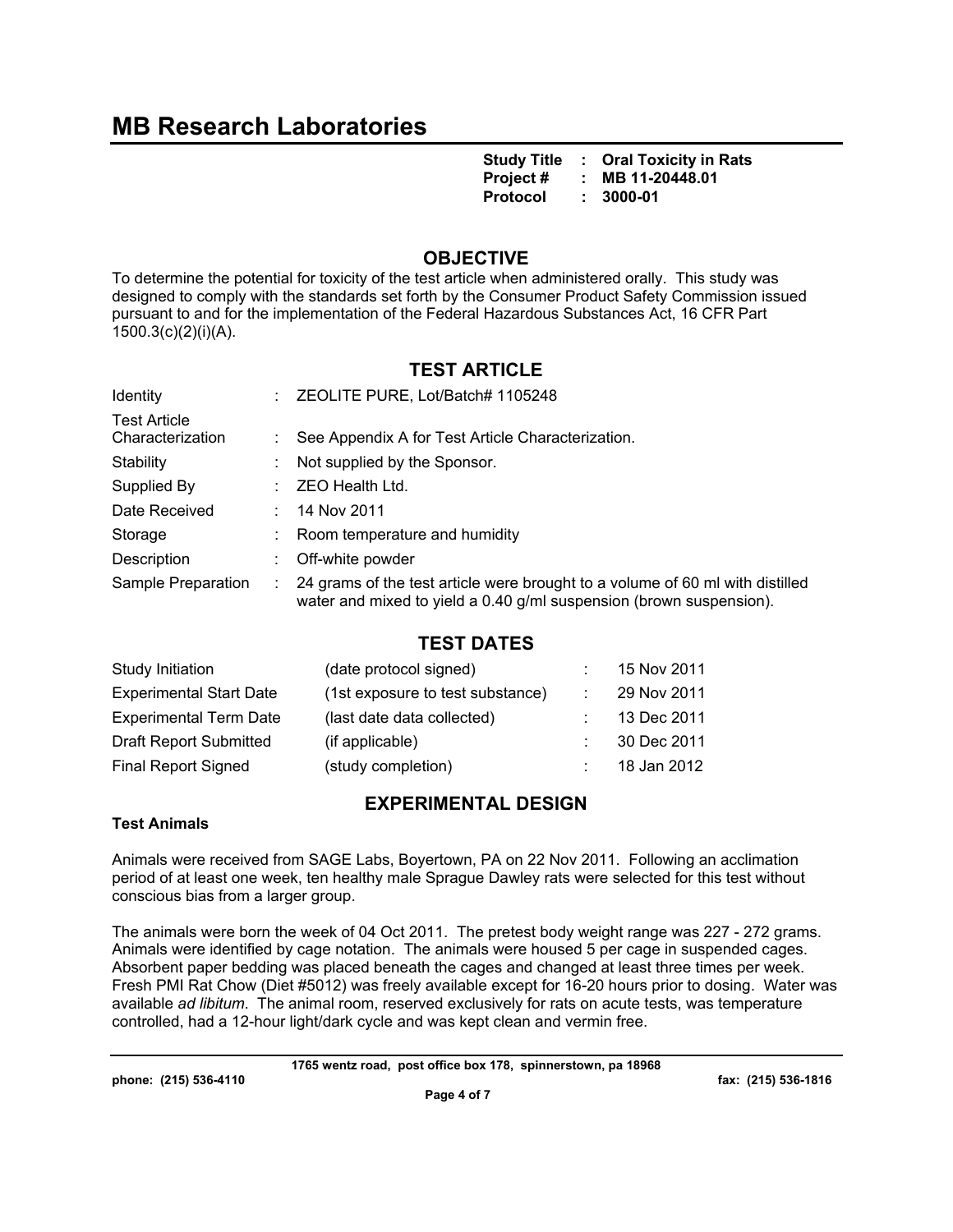# MB Research Laboratories

**Study Title : Oral Toxicity in Rats**
**Project # : MB 11-20448.01**
**Protocol : 3000-01**

## OBJECTIVE

To determine the potential for toxicity of the test article when administered orally. This study was designed to comply with the standards set forth by the Consumer Product Safety Commission issued pursuant to and for the implementation of the Federal Hazardous Substances Act, 16 CFR Part 1500.3(c)(2)(i)(A).

## TEST ARTICLE

| | | |
|---|---|---|
| Identity | : | ZEOLITE PURE, Lot/Batch# 1105248 |
| Test Article Characterization | : | See Appendix A for Test Article Characterization. |
| Stability | : | Not supplied by the Sponsor. |
| Supplied By | : | ZEO Health Ltd. |
| Date Received | : | 14 Nov 2011 |
| Storage | : | Room temperature and humidity |
| Description | : | Off-white powder |
| Sample Preparation | : | 24 grams of the test article were brought to a volume of 60 ml with distilled water and mixed to yield a 0.40 g/ml suspension (brown suspension). |

## TEST DATES

| | | | |
|---|---|---|---|
| Study Initiation | (date protocol signed) | : | 15 Nov 2011 |
| Experimental Start Date | (1st exposure to test substance) | : | 29 Nov 2011 |
| Experimental Term Date | (last date data collected) | : | 13 Dec 2011 |
| Draft Report Submitted | (if applicable) | : | 30 Dec 2011 |
| Final Report Signed | (study completion) | : | 18 Jan 2012 |

## EXPERIMENTAL DESIGN

### Test Animals

Animals were received from SAGE Labs, Boyertown, PA on 22 Nov 2011. Following an acclimation period of at least one week, ten healthy male Sprague Dawley rats were selected for this test without conscious bias from a larger group.

The animals were born the week of 04 Oct 2011. The pretest body weight range was 227 - 272 grams. Animals were identified by cage notation. The animals were housed 5 per cage in suspended cages. Absorbent paper bedding was placed beneath the cages and changed at least three times per week. Fresh PMI Rat Chow (Diet #5012) was freely available except for 16-20 hours prior to dosing. Water was available *ad libitum*. The animal room, reserved exclusively for rats on acute tests, was temperature controlled, had a 12-hour light/dark cycle and was kept clean and vermin free.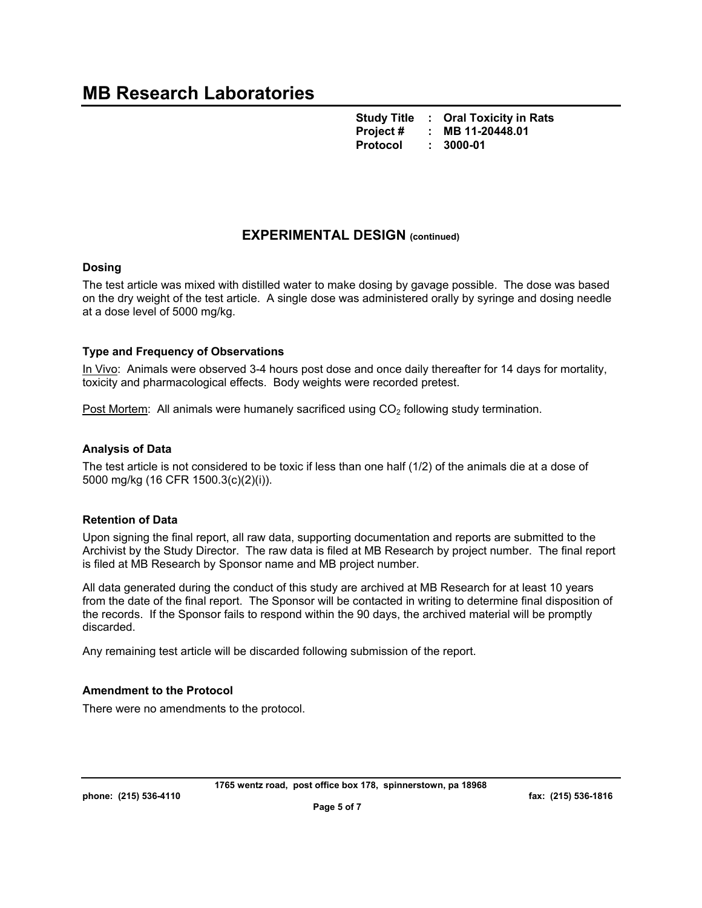## EXPERIMENTAL DESIGN (continued)

### Dosing

The test article was mixed with distilled water to make dosing by gavage possible. The dose was based on the dry weight of the test article. A single dose was administered orally by syringe and dosing needle at a dose level of 5000 mg/kg.

### Type and Frequency of Observations

In Vivo: Animals were observed 3-4 hours post dose and once daily thereafter for 14 days for mortality, toxicity and pharmacological effects. Body weights were recorded pretest.

Post Mortem: All animals were humanely sacrificed using $CO_2$ following study termination.

### Analysis of Data

The test article is not considered to be toxic if less than one half (1/2) of the animals die at a dose of 5000 mg/kg (16 CFR 1500.3(c)(2)(i)).

### Retention of Data

Upon signing the final report, all raw data, supporting documentation and reports are submitted to the Archivist by the Study Director. The raw data is filed at MB Research by project number. The final report is filed at MB Research by Sponsor name and MB project number.

All data generated during the conduct of this study are archived at MB Research for at least 10 years from the date of the final report. The Sponsor will be contacted in writing to determine final disposition of the records. If the Sponsor fails to respond within the 90 days, the archived material will be promptly discarded.

Any remaining test article will be discarded following submission of the report.

### Amendment to the Protocol

There were no amendments to the protocol.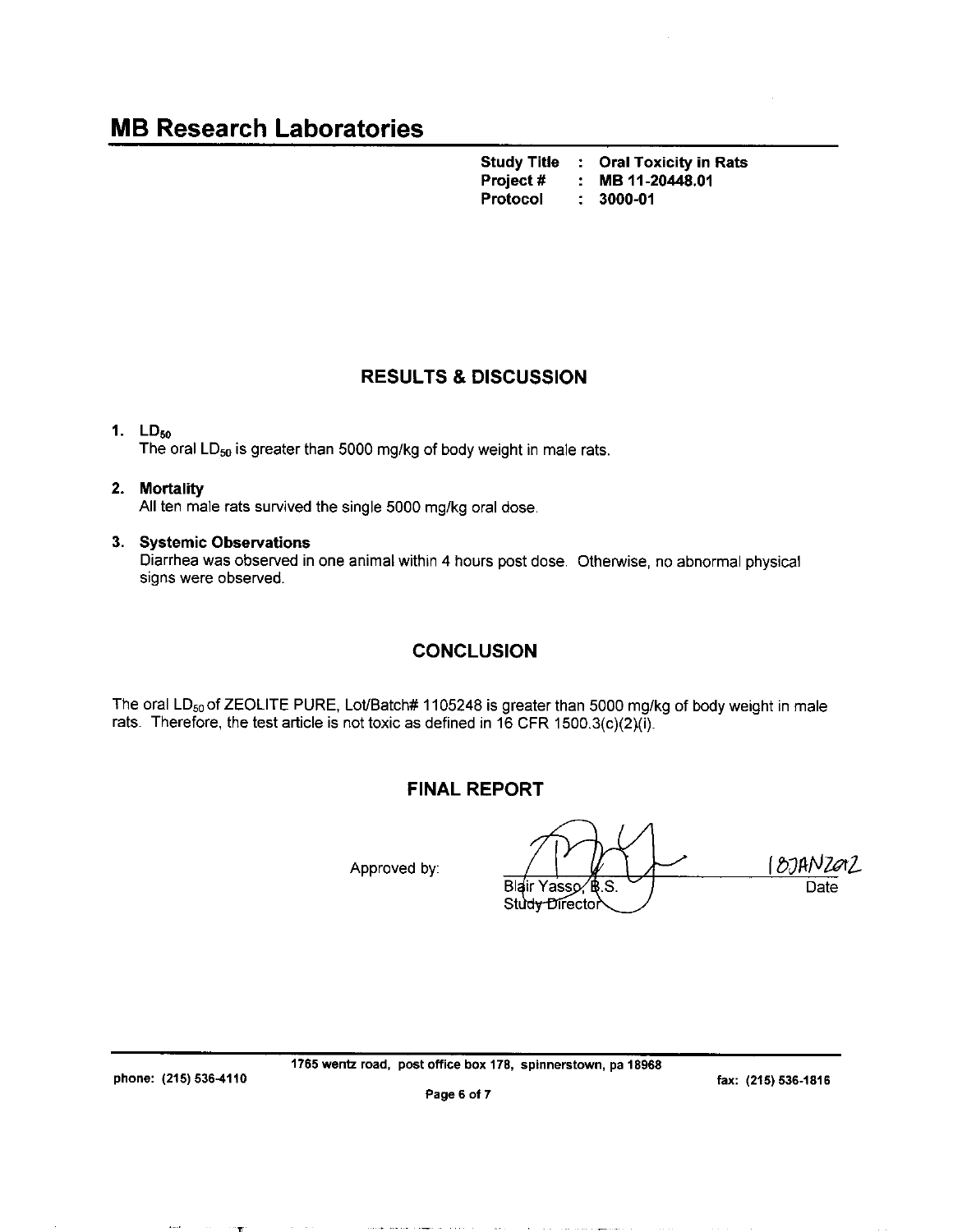# MB Research Laboratories

**Study Title : Oral Toxicity in Rats**
**Project # : MB 11-20448.01**
**Protocol : 3000-01**

## RESULTS & DISCUSSION

1. **$LD_{50}$**
   The oral $LD_{50}$ is greater than 5000 mg/kg of body weight in male rats.

2. **Mortality**
   All ten male rats survived the single 5000 mg/kg oral dose.

3. **Systemic Observations**
   Diarrhea was observed in one animal within 4 hours post dose. Otherwise, no abnormal physical signs were observed.

## CONCLUSION

The oral $LD_{50}$ of ZEOLITE PURE, Lot/Batch# 1105248 is greater than 5000 mg/kg of body weight in male rats. Therefore, the test article is not toxic as defined in 16 CFR 1500.3(c)(2)(i).

## FINAL REPORT

Approved by:

Blair Yasso, B.S.
Study Director

Date: 18JAN2012

1765 wentz road, post office box 178, spinnerstown, pa 18968
phone: (215) 536-4110 fax: (215) 536-1816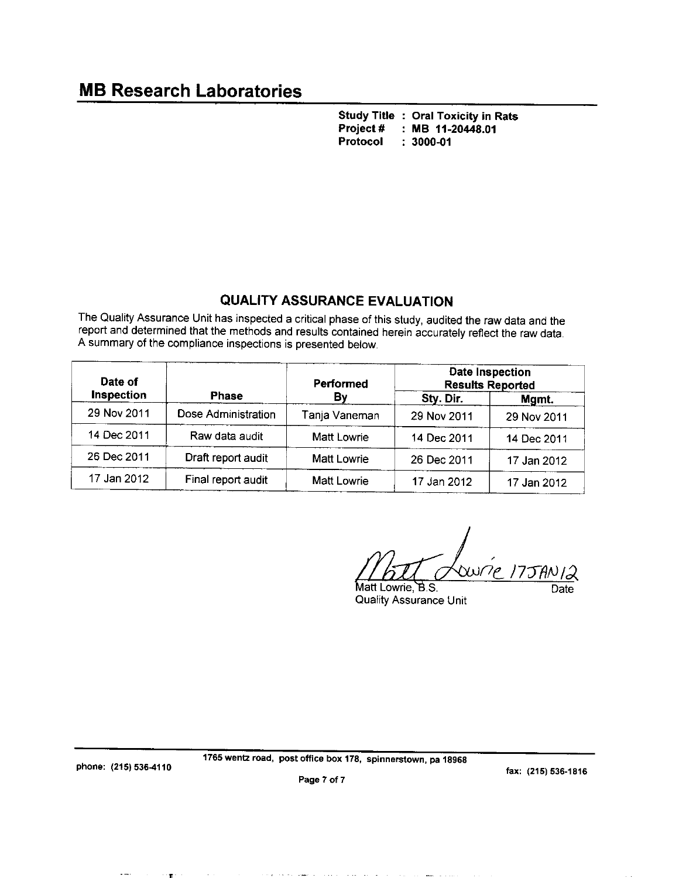# MB Research Laboratories

**Study Title : Oral Toxicity in Rats**
**Project # : MB 11-20448.01**
**Protocol : 3000-01**

## QUALITY ASSURANCE EVALUATION

The Quality Assurance Unit has inspected a critical phase of this study, audited the raw data and the report and determined that the methods and results contained herein accurately reflect the raw data. A summary of the compliance inspections is presented below.

| Date of Inspection | Phase | Performed By | Date Inspection Results Reported | |
|---|---|---|---|---|
| | | | Sty. Dir. | Mgmt. |
| 29 Nov 2011 | Dose Administration | Tanja Vaneman | 29 Nov 2011 | 29 Nov 2011 |
| 14 Dec 2011 | Raw data audit | Matt Lowrie | 14 Dec 2011 | 14 Dec 2011 |
| 26 Dec 2011 | Draft report audit | Matt Lowrie | 26 Dec 2011 | 17 Jan 2012 |
| 17 Jan 2012 | Final report audit | Matt Lowrie | 17 Jan 2012 | 17 Jan 2012 |

Matt Lowrie 17JAN12

Matt Lowrie, B.S. — Date
Quality Assurance Unit

phone: (215) 536-4110 — 1765 wentz road, post office box 178, spinnerstown, pa 18968 — fax: (215) 536-1816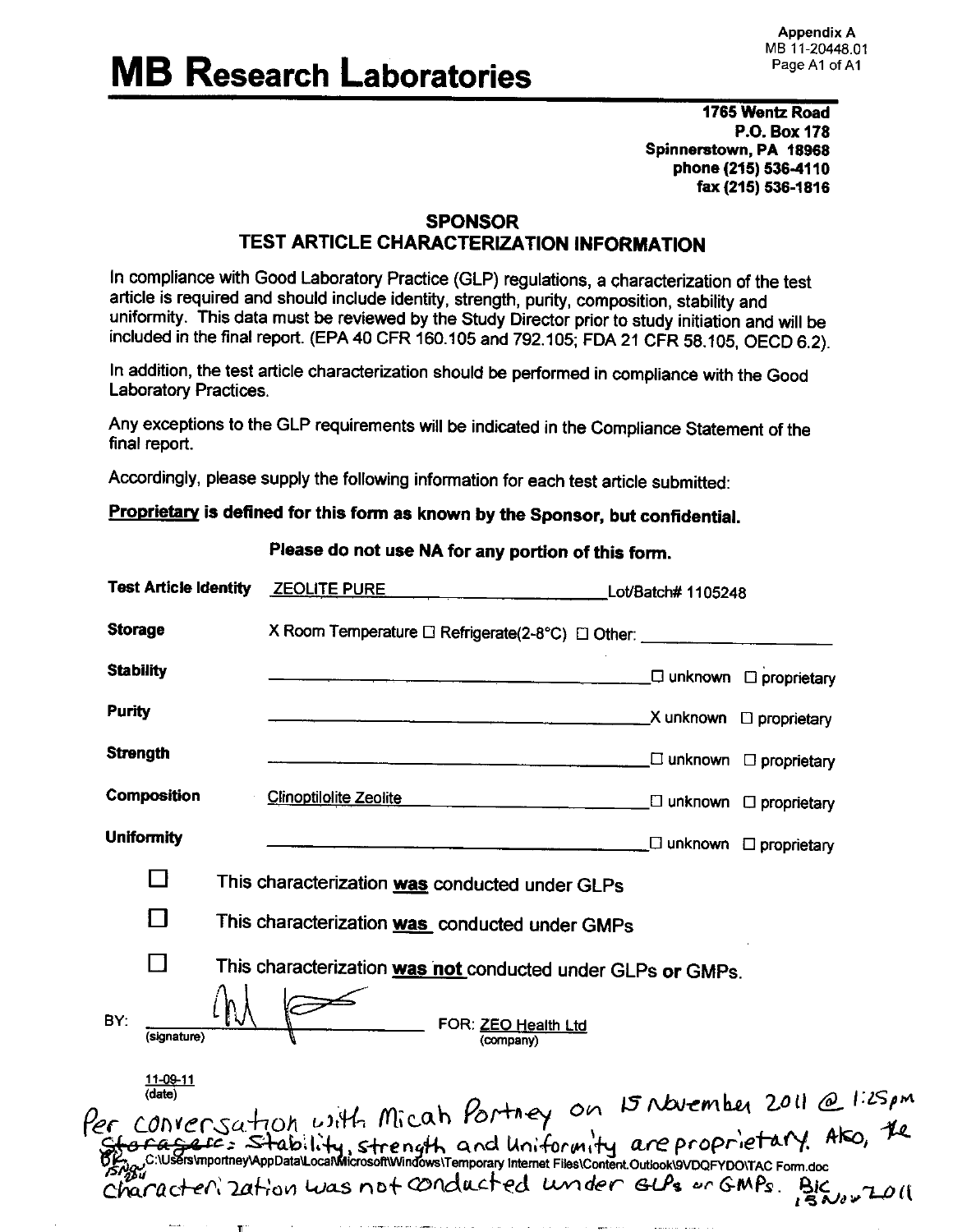Appendix A
MB 11-20448.01
Page A1 of A1

# MB Research Laboratories

**1765 Wentz Road**
**P.O. Box 178**
**Spinnerstown, PA 18968**
**phone (215) 536-4110**
**fax (215) 536-1816**

## SPONSOR
## TEST ARTICLE CHARACTERIZATION INFORMATION

In compliance with Good Laboratory Practice (GLP) regulations, a characterization of the test article is required and should include identity, strength, purity, composition, stability and uniformity. This data must be reviewed by the Study Director prior to study initiation and will be included in the final report. (EPA 40 CFR 160.105 and 792.105; FDA 21 CFR 58.105, OECD 6.2).

In addition, the test article characterization should be performed in compliance with the Good Laboratory Practices.

Any exceptions to the GLP requirements will be indicated in the Compliance Statement of the final report.

Accordingly, please supply the following information for each test article submitted:

**Proprietary is defined for this form as known by the Sponsor, but confidential.**

**Please do not use NA for any portion of this form.**

**Test Article Identity** ZEOLITE PURE Lot/Batch# 1105248

**Storage** X Room Temperature ☐ Refrigerate(2-8°C) ☐ Other: ________

**Stability** ________ ☐ unknown ☐ proprietary

**Purity** ________ X unknown ☐ proprietary

**Strength** ________ ☐ unknown ☐ proprietary

**Composition** Clinoptilolite Zeolite ☐ unknown ☐ proprietary

**Uniformity** ________ ☐ unknown ☐ proprietary

☐ This characterization **was** conducted under GLPs

☐ This characterization **was** conducted under GMPs

☐ This characterization **was not** conducted under GLPs **or** GMPs.

BY: [signature] FOR: ZEO Health Ltd
(signature) (company)

11-09-11
(date)

Per conversation with Micah Portney on 15 November 2011 @ 1:25pm ~~Storage~~: Stability, strength and Uniformity are proprietary. Also, the characterization was not conducted under GLPs or GMPs. BK 15 Nov 2011

C:\Users\mportney\AppData\Local\Microsoft\Windows\Temporary Internet Files\Content.Outlook\9VDQFYDO\TAC Form.doc